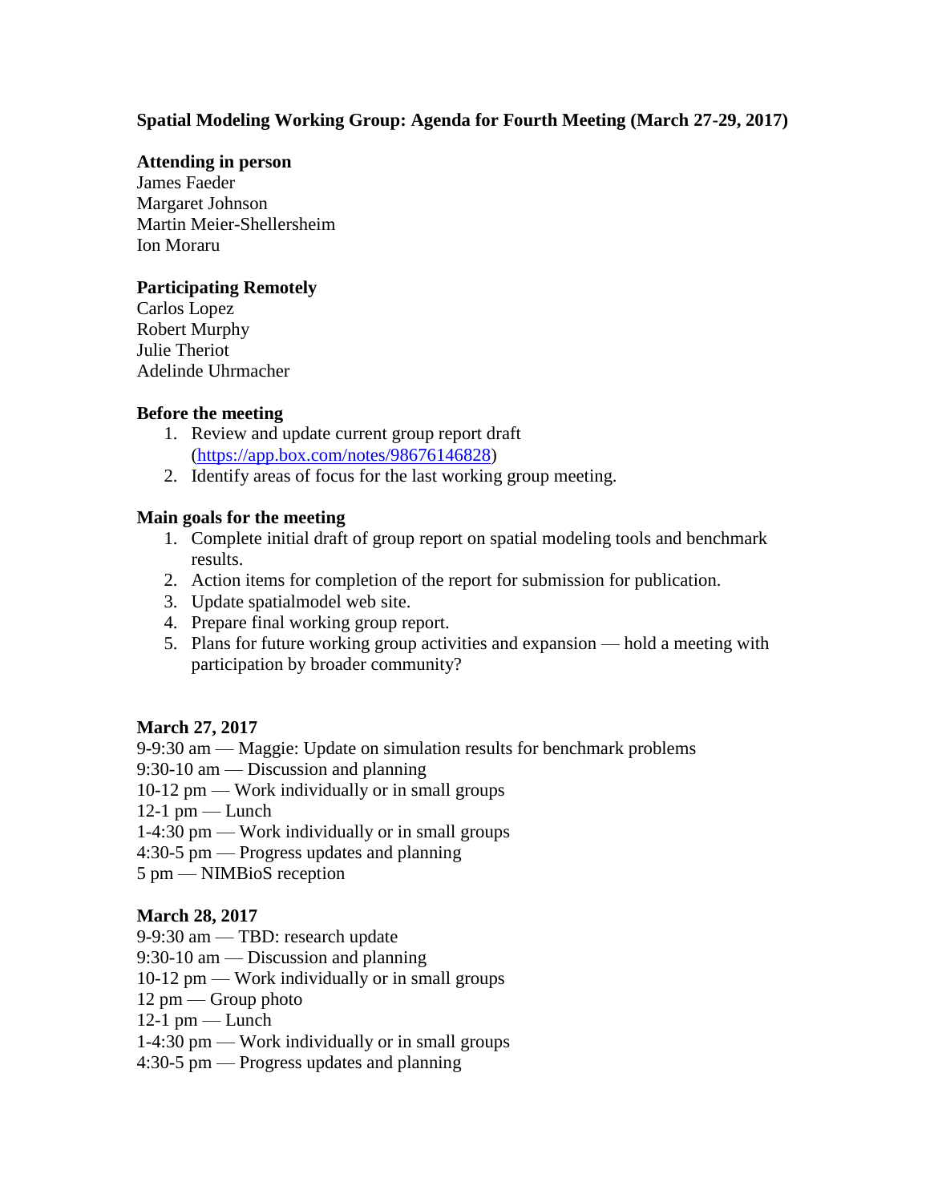# Spatial Modeling Working Group: Agenda for Fourth Meeting (March 27-29, 2017)

## Attending in person

James Faeder
Margaret Johnson
Martin Meier-Shellersheim
Ion Moraru

## Participating Remotely

Carlos Lopez
Robert Murphy
Julie Theriot
Adelinde Uhrmacher

## Before the meeting

1. Review and update current group report draft (https://app.box.com/notes/98676146828)
2. Identify areas of focus for the last working group meeting.

## Main goals for the meeting

1. Complete initial draft of group report on spatial modeling tools and benchmark results.
2. Action items for completion of the report for submission for publication.
3. Update spatialmodel web site.
4. Prepare final working group report.
5. Plans for future working group activities and expansion — hold a meeting with participation by broader community?

## March 27, 2017

9-9:30 am — Maggie: Update on simulation results for benchmark problems
9:30-10 am — Discussion and planning
10-12 pm — Work individually or in small groups
12-1 pm — Lunch
1-4:30 pm — Work individually or in small groups
4:30-5 pm — Progress updates and planning
5 pm — NIMBioS reception

## March 28, 2017

9-9:30 am — TBD: research update
9:30-10 am — Discussion and planning
10-12 pm — Work individually or in small groups
12 pm — Group photo
12-1 pm — Lunch
1-4:30 pm — Work individually or in small groups
4:30-5 pm — Progress updates and planning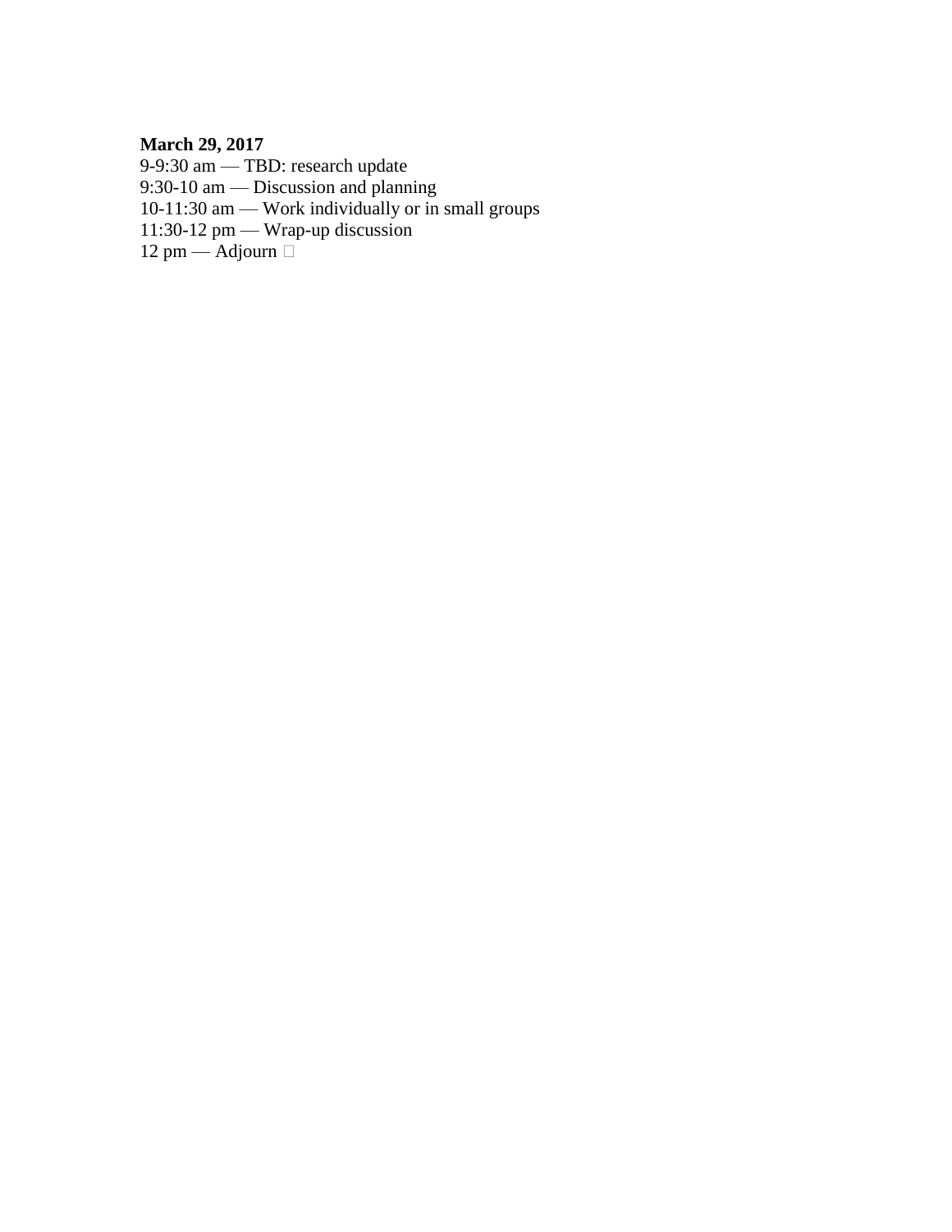**March 29, 2017**
9-9:30 am — TBD: research update
9:30-10 am — Discussion and planning
10-11:30 am — Work individually or in small groups
11:30-12 pm — Wrap-up discussion
12 pm — Adjourn